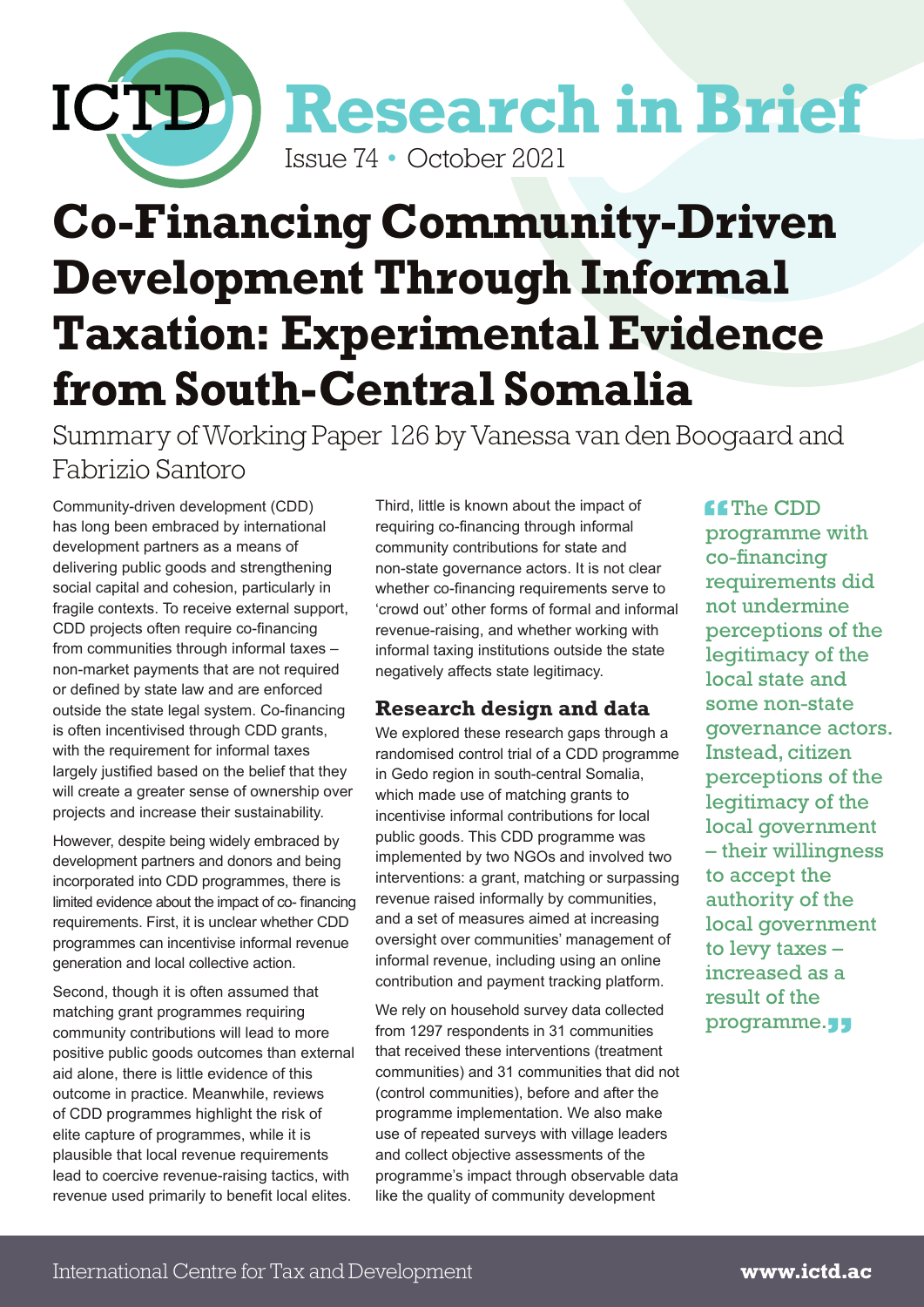ICTD **Research in Brief**

Issue 74 • October 2021

# Co-Financing Community-Driven Development Through Informal Taxation: Experimental Evidence from South-Central Somalia

Summary of Working Paper 126 by Vanessa van den Boogaard and Fabrizio Santoro

Community-driven development (CDD) has long been embraced by international development partners as a means of delivering public goods and strengthening social capital and cohesion, particularly in fragile contexts. To receive external support, CDD projects often require co-financing from communities through informal taxes – non-market payments that are not required or defined by state law and are enforced outside the state legal system. Co-financing is often incentivised through CDD grants, with the requirement for informal taxes largely justified based on the belief that they will create a greater sense of ownership over projects and increase their sustainability.

However, despite being widely embraced by development partners and donors and being incorporated into CDD programmes, there is limited evidence about the impact of co- financing requirements. First, it is unclear whether CDD programmes can incentivise informal revenue generation and local collective action.

Second, though it is often assumed that matching grant programmes requiring community contributions will lead to more positive public goods outcomes than external aid alone, there is little evidence of this outcome in practice. Meanwhile, reviews of CDD programmes highlight the risk of elite capture of programmes, while it is plausible that local revenue requirements lead to coercive revenue-raising tactics, with revenue used primarily to benefit local elites.

Third, little is known about the impact of requiring co-financing through informal community contributions for state and non-state governance actors. It is not clear whether co-financing requirements serve to 'crowd out' other forms of formal and informal revenue-raising, and whether working with informal taxing institutions outside the state negatively affects state legitimacy.

## Research design and data

We explored these research gaps through a randomised control trial of a CDD programme in Gedo region in south-central Somalia, which made use of matching grants to incentivise informal contributions for local public goods. This CDD programme was implemented by two NGOs and involved two interventions: a grant, matching or surpassing revenue raised informally by communities, and a set of measures aimed at increasing oversight over communities' management of informal revenue, including using an online contribution and payment tracking platform.

We rely on household survey data collected from 1297 respondents in 31 communities that received these interventions (treatment communities) and 31 communities that did not (control communities), before and after the programme implementation. We also make use of repeated surveys with village leaders and collect objective assessments of the programme's impact through observable data like the quality of community development

> "The CDD programme with co-financing requirements did not undermine perceptions of the legitimacy of the local state and some non-state governance actors. Instead, citizen perceptions of the legitimacy of the local government – their willingness to accept the authority of the local government to levy taxes – increased as a result of the programme."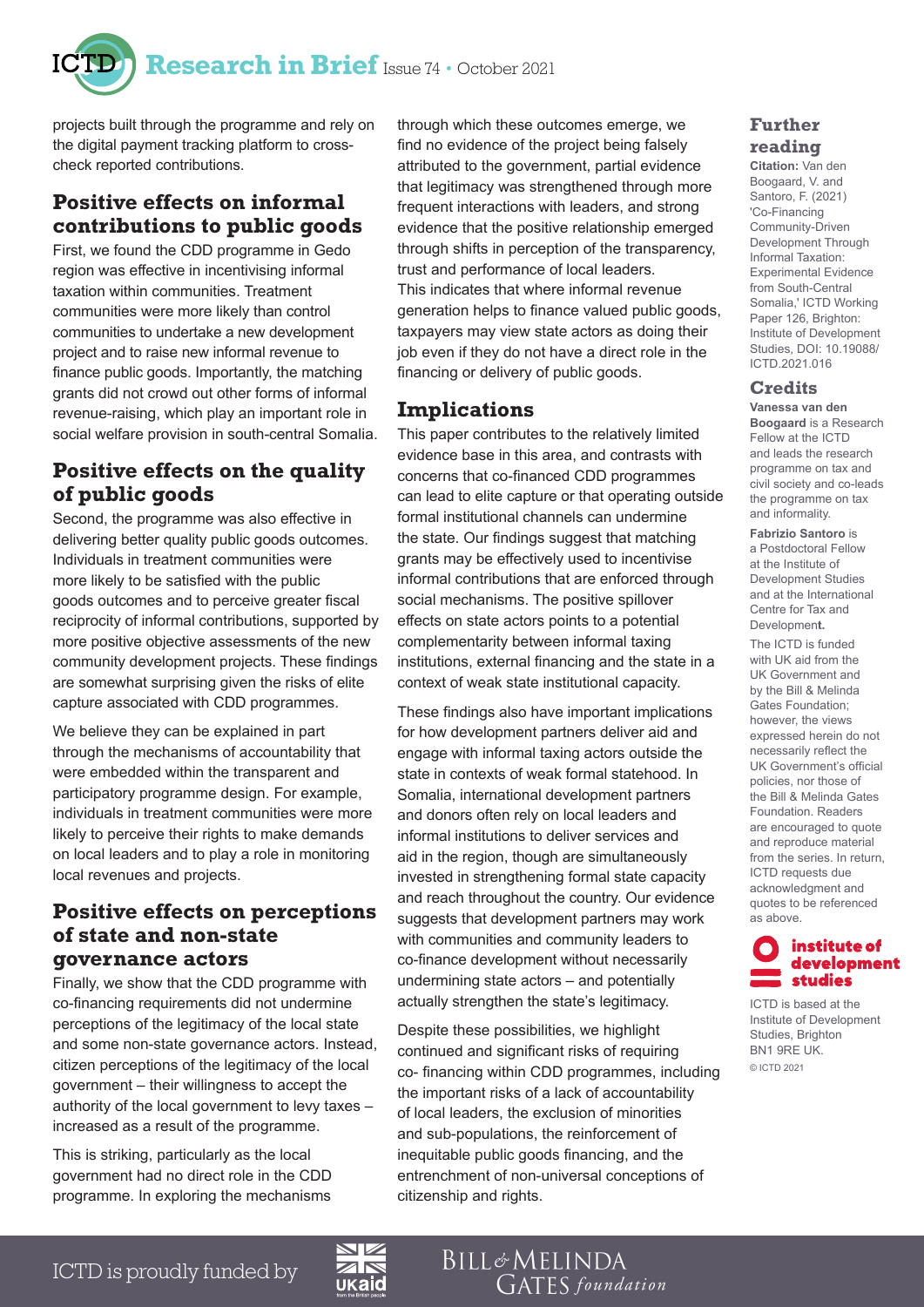projects built through the programme and rely on the digital payment tracking platform to cross-check reported contributions.

## Positive effects on informal contributions to public goods

First, we found the CDD programme in Gedo region was effective in incentivising informal taxation within communities. Treatment communities were more likely than control communities to undertake a new development project and to raise new informal revenue to finance public goods. Importantly, the matching grants did not crowd out other forms of informal revenue-raising, which play an important role in social welfare provision in south-central Somalia.

## Positive effects on the quality of public goods

Second, the programme was also effective in delivering better quality public goods outcomes. Individuals in treatment communities were more likely to be satisfied with the public goods outcomes and to perceive greater fiscal reciprocity of informal contributions, supported by more positive objective assessments of the new community development projects. These findings are somewhat surprising given the risks of elite capture associated with CDD programmes.

We believe they can be explained in part through the mechanisms of accountability that were embedded within the transparent and participatory programme design. For example, individuals in treatment communities were more likely to perceive their rights to make demands on local leaders and to play a role in monitoring local revenues and projects.

## Positive effects on perceptions of state and non-state governance actors

Finally, we show that the CDD programme with co-financing requirements did not undermine perceptions of the legitimacy of the local state and some non-state governance actors. Instead, citizen perceptions of the legitimacy of the local government – their willingness to accept the authority of the local government to levy taxes – increased as a result of the programme.

This is striking, particularly as the local government had no direct role in the CDD programme. In exploring the mechanisms through which these outcomes emerge, we find no evidence of the project being falsely attributed to the government, partial evidence that legitimacy was strengthened through more frequent interactions with leaders, and strong evidence that the positive relationship emerged through shifts in perception of the transparency, trust and performance of local leaders. This indicates that where informal revenue generation helps to finance valued public goods, taxpayers may view state actors as doing their job even if they do not have a direct role in the financing or delivery of public goods.

## Implications

This paper contributes to the relatively limited evidence base in this area, and contrasts with concerns that co-financed CDD programmes can lead to elite capture or that operating outside formal institutional channels can undermine the state. Our findings suggest that matching grants may be effectively used to incentivise informal contributions that are enforced through social mechanisms. The positive spillover effects on state actors points to a potential complementarity between informal taxing institutions, external financing and the state in a context of weak state institutional capacity.

These findings also have important implications for how development partners deliver aid and engage with informal taxing actors outside the state in contexts of weak formal statehood. In Somalia, international development partners and donors often rely on local leaders and informal institutions to deliver services and aid in the region, though are simultaneously invested in strengthening formal state capacity and reach throughout the country. Our evidence suggests that development partners may work with communities and community leaders to co-finance development without necessarily undermining state actors – and potentially actually strengthen the state's legitimacy.

Despite these possibilities, we highlight continued and significant risks of requiring co- financing within CDD programmes, including the important risks of a lack of accountability of local leaders, the exclusion of minorities and sub-populations, the reinforcement of inequitable public goods financing, and the entrenchment of non-universal conceptions of citizenship and rights.

## Further reading

**Citation:** Van den Boogaard, V. and Santoro, F. (2021) 'Co-Financing Community-Driven Development Through Informal Taxation: Experimental Evidence from South-Central Somalia,' ICTD Working Paper 126, Brighton: Institute of Development Studies, DOI: 10.19088/ICTD.2021.016

## Credits

**Vanessa van den Boogaard** is a Research Fellow at the ICTD and leads the research programme on tax and civil society and co-leads the programme on tax and informality.

**Fabrizio Santoro** is a Postdoctoral Fellow at the Institute of Development Studies and at the International Centre for Tax and Development.

The ICTD is funded with UK aid from the UK Government and by the Bill & Melinda Gates Foundation; however, the views expressed herein do not necessarily reflect the UK Government's official policies, nor those of the Bill & Melinda Gates Foundation. Readers are encouraged to quote and reproduce material from the series. In return, ICTD requests due acknowledgment and quotes to be referenced as above.

ICTD is based at the Institute of Development Studies, Brighton BN1 9RE UK.

© ICTD 2021

ICTD is proudly funded by UK aid and the Bill & Melinda Gates Foundation